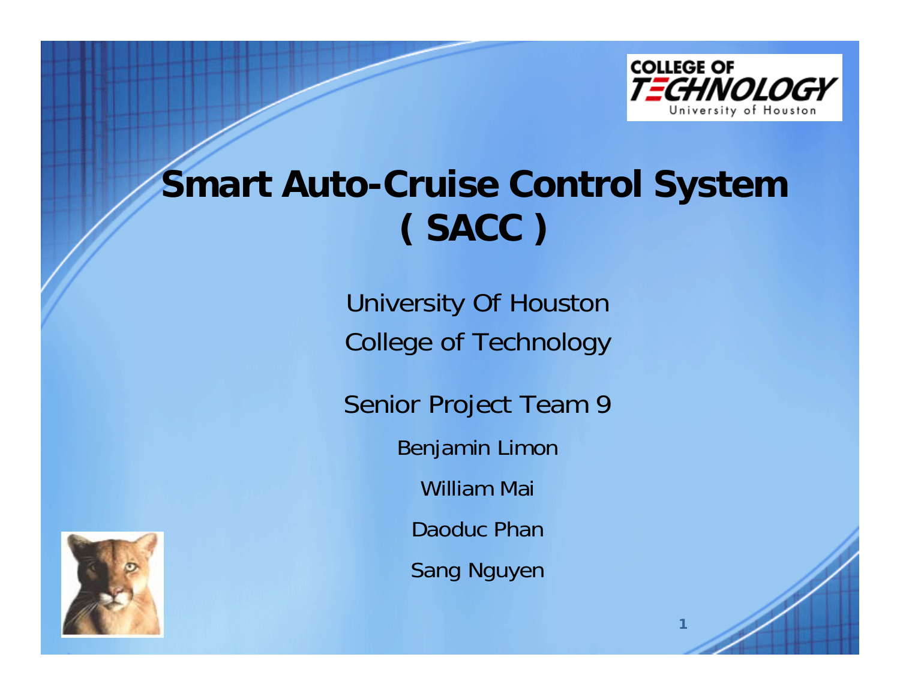# Smart Auto-Cruise Control System ( SACC )

University Of Houston

College of Technology

Senior Project Team 9

Benjamin Limon

William Mai

Daoduc Phan

Sang Nguyen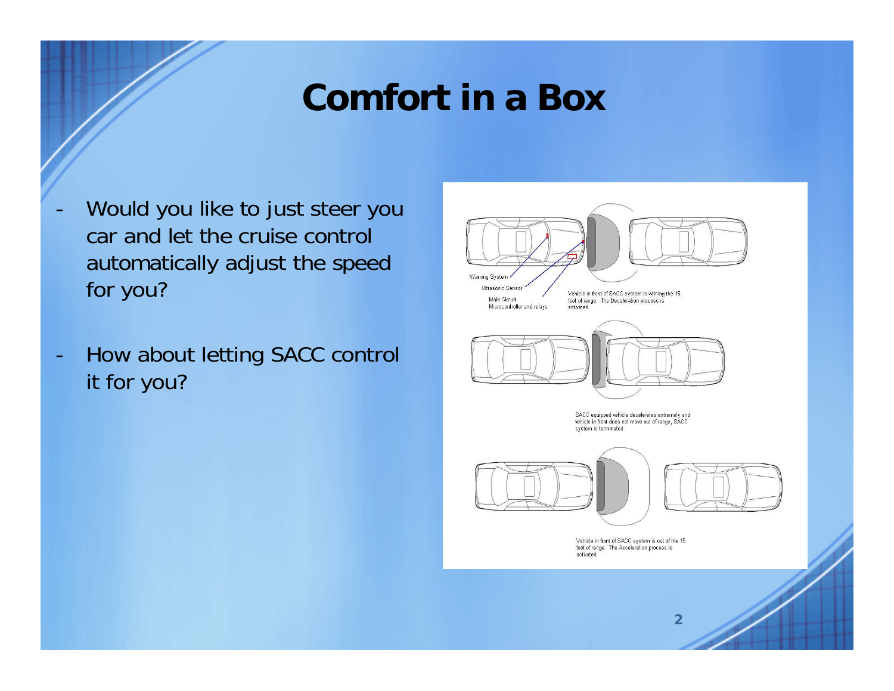# Comfort in a Box

- Would you like to just steer you car and let the cruise control automatically adjust the speed for you?

- How about letting SACC control it for you?

Warning System

Ultrasonic Sensor

Main Circuit
Microcontroller and relays

Vehicle in front of SACC system is withing the 15 feet of range. The Deceleration process is activated

SACC equipped vehicle decelerates extremely and vehicle in front does not move out of range, SACC system is terminated

Vehicle in front of SACC system is out of the 15 feet of range. The Acceleration process is activated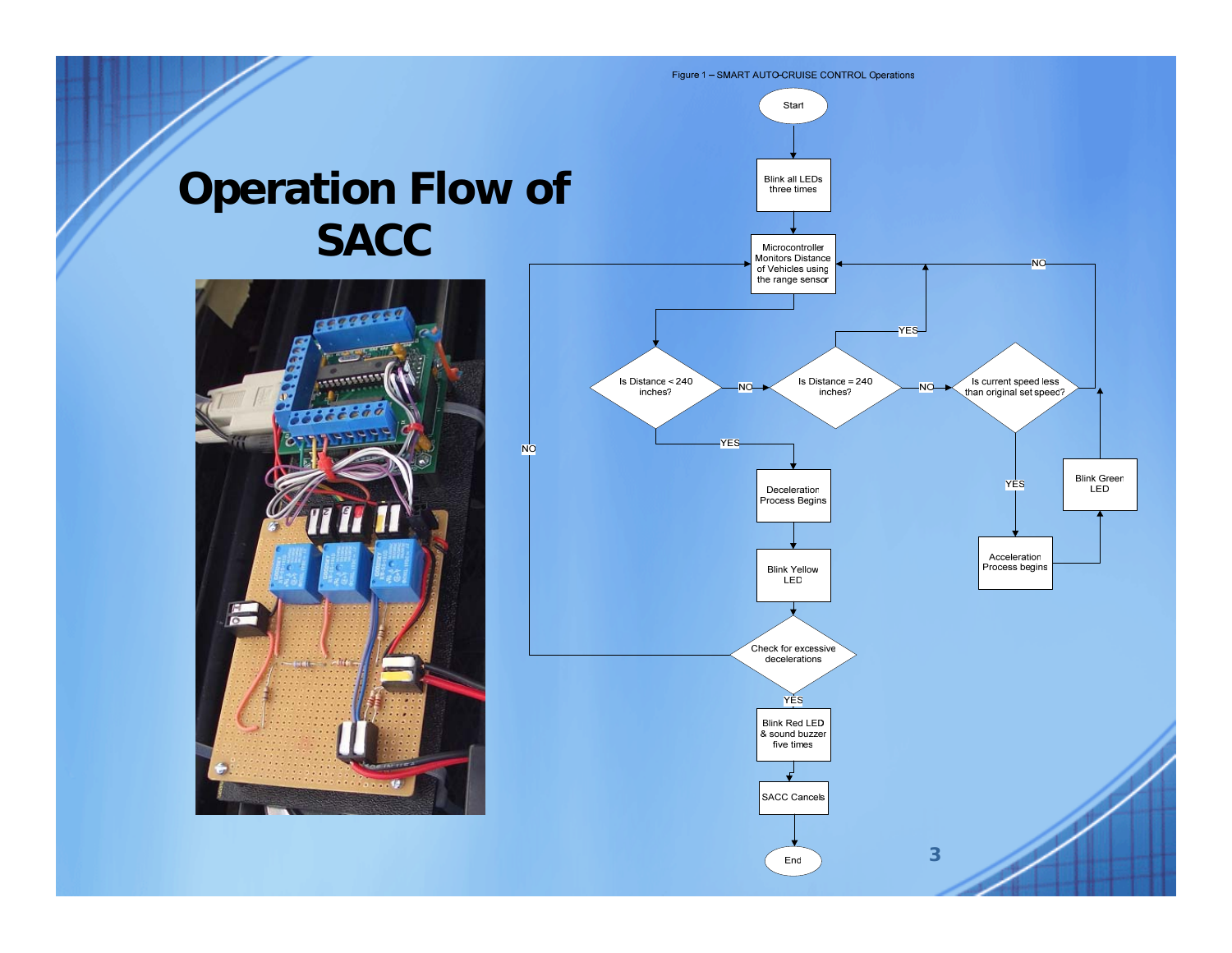# Operation Flow of SACC

Figure 1 – SMART AUTO-CRUISE CONTROL Operations

- Start
- Blink all LEDs three times
- Microcontroller Monitors Distance of Vehicles using the range sensor
- Is Distance < 240 inches?
  - YES → Deceleration Process Begins → Blink Yellow LED → Check for excessive decelerations
    - NO → Microcontroller Monitors Distance of Vehicles using the range sensor
    - YES → Blink Red LED & sound buzzer five times → SACC Cancels → End
  - NO → Is Distance = 240 inches?
    - YES → Microcontroller Monitors Distance of Vehicles using the range sensor
    - NO → Is current speed less than original set speed?
      - YES → Acceleration Process begins → Blink Green LED → Microcontroller Monitors Distance of Vehicles using the range sensor
      - NO → Microcontroller Monitors Distance of Vehicles using the range sensor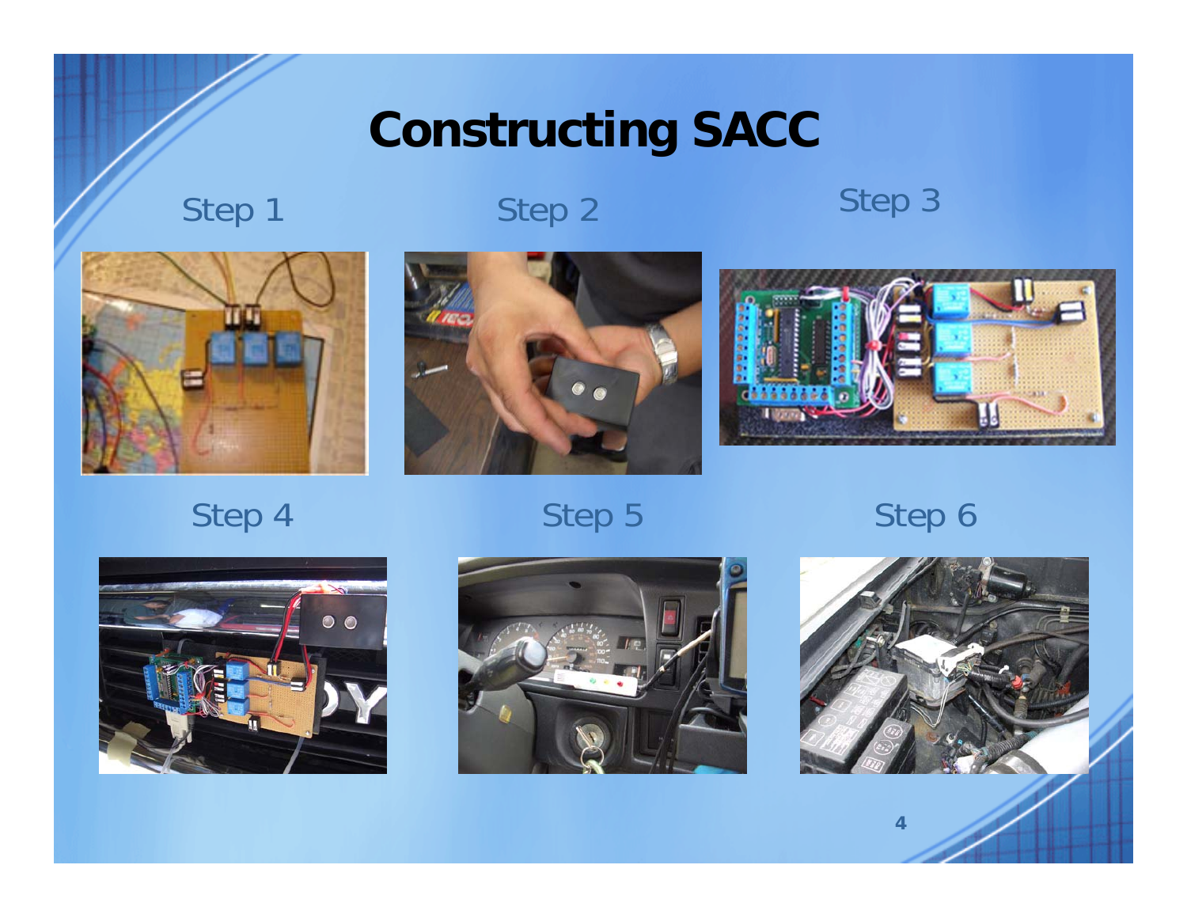# Constructing SACC

Step 1

Step 2

Step 3

Step 4

Step 5

Step 6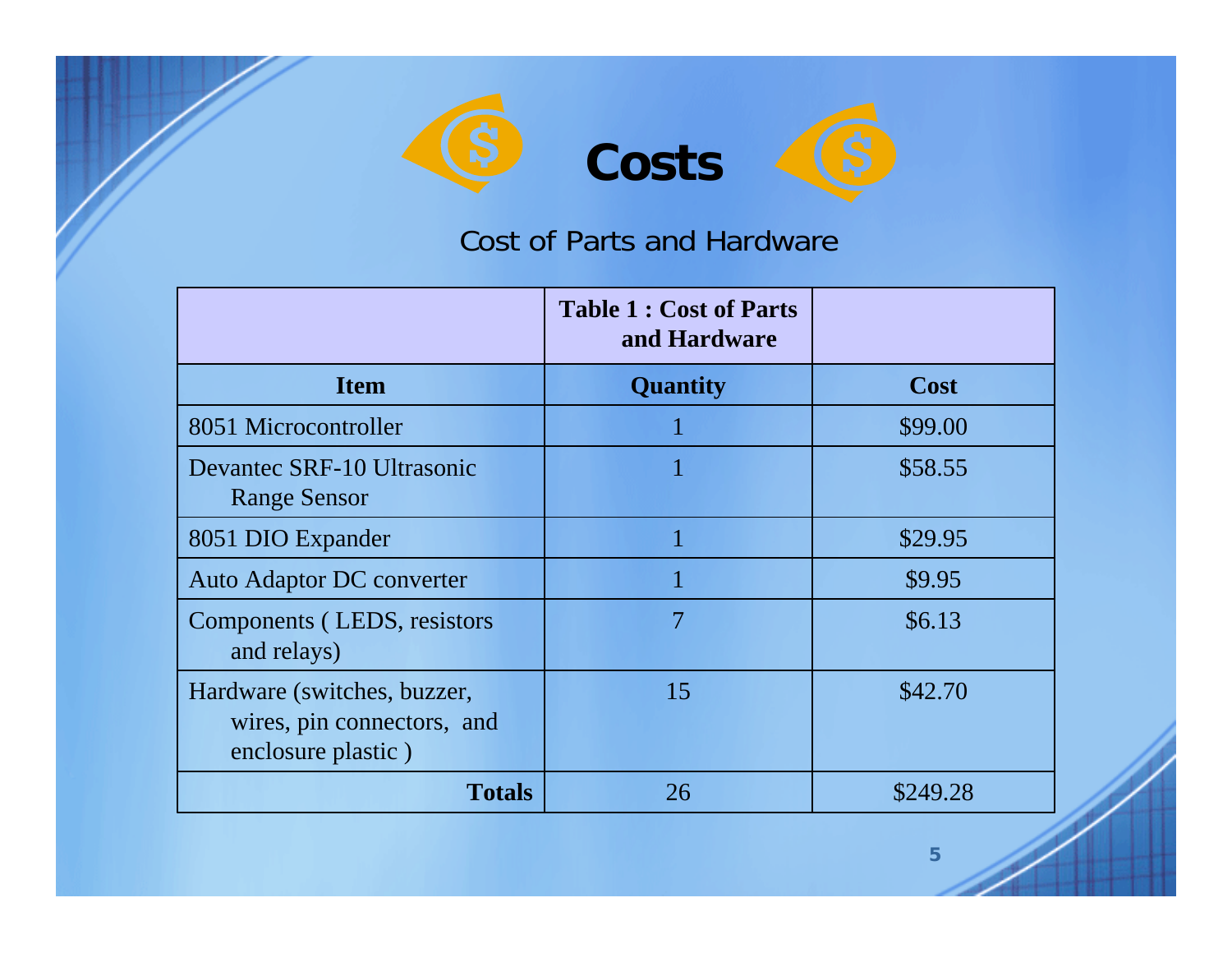# Costs

Cost of Parts and Hardware

| | Table 1 : Cost of Parts and Hardware | |
|---|---|---|
| **Item** | **Quantity** | **Cost** |
| 8051 Microcontroller | 1 | $99.00 |
| Devantec SRF-10 Ultrasonic Range Sensor | 1 | $58.55 |
| 8051 DIO Expander | 1 | $29.95 |
| Auto Adaptor DC converter | 1 | $9.95 |
| Components ( LEDS, resistors and relays) | 7 | $6.13 |
| Hardware (switches, buzzer, wires, pin connectors, and enclosure plastic ) | 15 | $42.70 |
| **Totals** | 26 | $249.28 |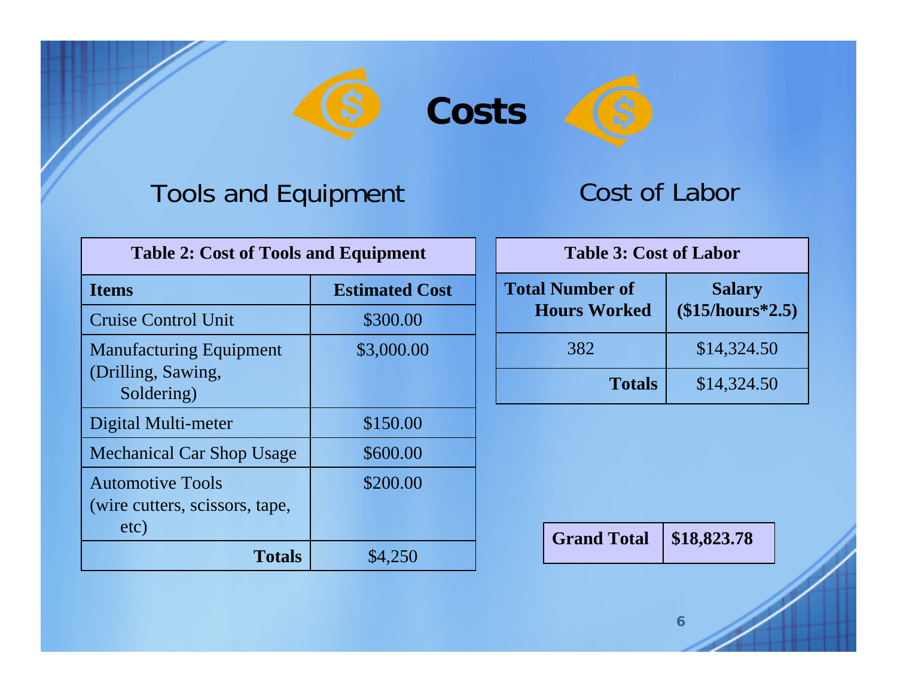# Costs

## Tools and Equipment

| Table 2: Cost of Tools and Equipment | |
|---|---|
| **Items** | **Estimated Cost** |
| Cruise Control Unit | $300.00 |
| Manufacturing Equipment (Drilling, Sawing, Soldering) | $3,000.00 |
| Digital Multi-meter | $150.00 |
| Mechanical Car Shop Usage | $600.00 |
| Automotive Tools (wire cutters, scissors, tape, etc) | $200.00 |
| **Totals** | $4,250 |

## Cost of Labor

| Table 3: Cost of Labor | |
|---|---|
| **Total Number of Hours Worked** | **Salary ($15/hours*2.5)** |
| 382 | $14,324.50 |
| **Totals** | $14,324.50 |

| **Grand Total** | **$18,823.78** |
|---|---|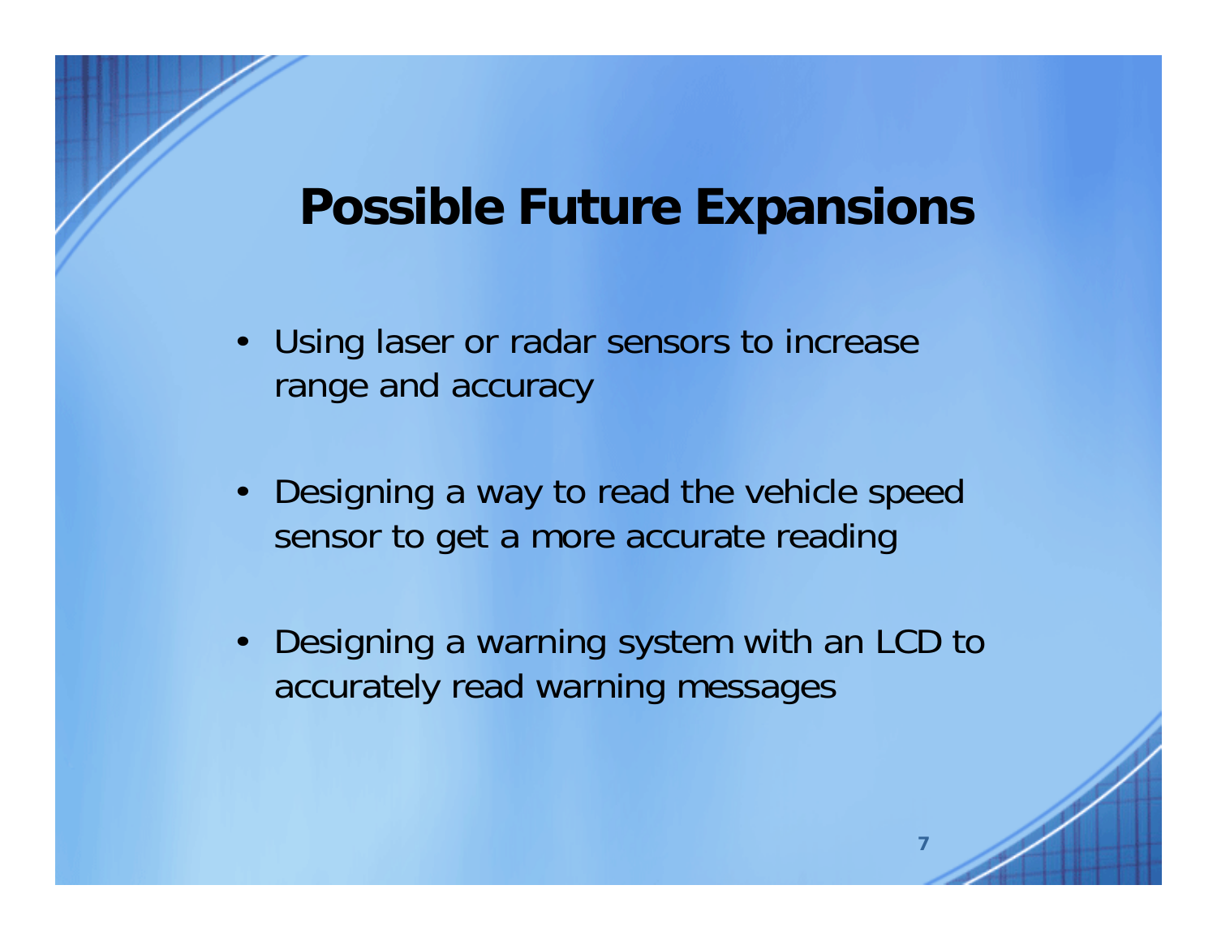# Possible Future Expansions

- Using laser or radar sensors to increase range and accuracy
- Designing a way to read the vehicle speed sensor to get a more accurate reading
- Designing a warning system with an LCD to accurately read warning messages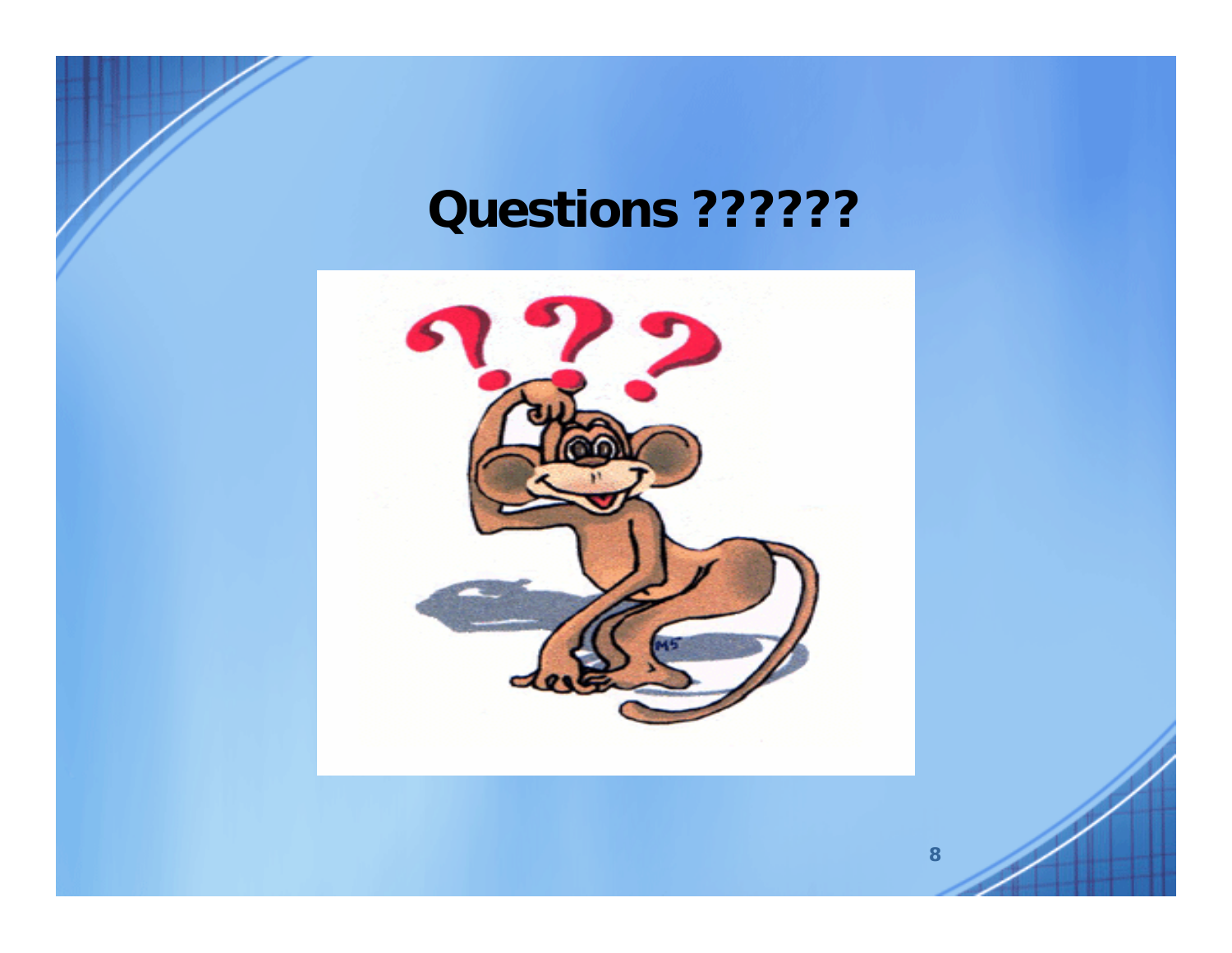# Questions ??????